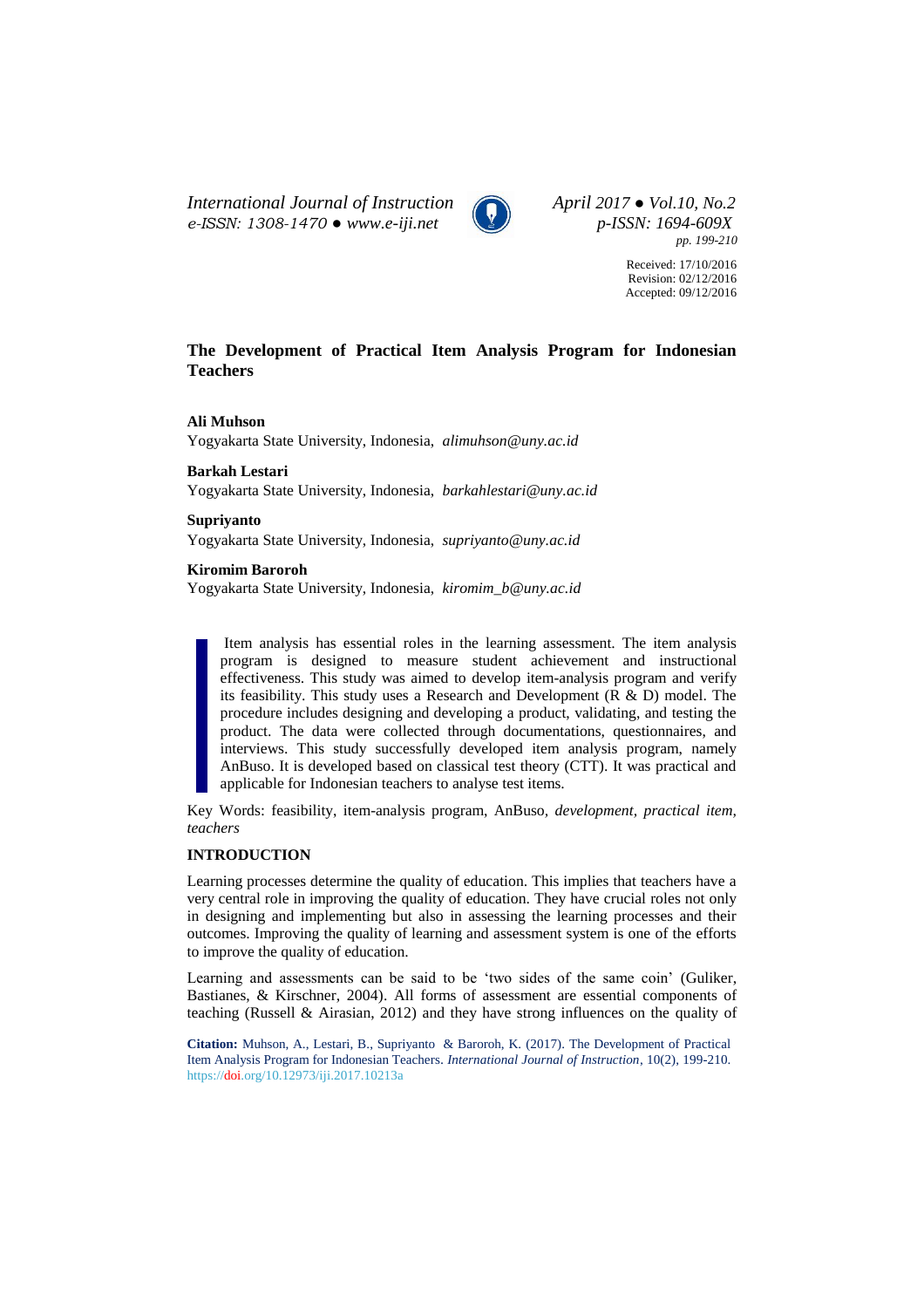*International Journal of Instruction*
*e-ISSN: 1308-1470 ● www.e-iji.net*

*April 2017 ● Vol.10, No.2*
*p-ISSN: 1694-609X*
*pp. 199-210*

Received: 17/10/2016
Revision: 02/12/2016
Accepted: 09/12/2016

# The Development of Practical Item Analysis Program for Indonesian Teachers

**Ali Muhson**
Yogyakarta State University, Indonesia, *alimuhson@uny.ac.id*

**Barkah Lestari**
Yogyakarta State University, Indonesia, *barkahlestari@uny.ac.id*

**Supriyanto**
Yogyakarta State University, Indonesia, *supriyanto@uny.ac.id*

**Kiromim Baroroh**
Yogyakarta State University, Indonesia, *kiromim_b@uny.ac.id*

> Item analysis has essential roles in the learning assessment. The item analysis program is designed to measure student achievement and instructional effectiveness. This study was aimed to develop item-analysis program and verify its feasibility. This study uses a Research and Development (R & D) model. The procedure includes designing and developing a product, validating, and testing the product. The data were collected through documentations, questionnaires, and interviews. This study successfully developed item analysis program, namely AnBuso. It is developed based on classical test theory (CTT). It was practical and applicable for Indonesian teachers to analyse test items.

Key Words: feasibility, item-analysis program, AnBuso, *development*, *practical item*, *teachers*

## INTRODUCTION

Learning processes determine the quality of education. This implies that teachers have a very central role in improving the quality of education. They have crucial roles not only in designing and implementing but also in assessing the learning processes and their outcomes. Improving the quality of learning and assessment system is one of the efforts to improve the quality of education.

Learning and assessments can be said to be 'two sides of the same coin' (Guliker, Bastianes, & Kirschner, 2004). All forms of assessment are essential components of teaching (Russell & Airasian, 2012) and they have strong influences on the quality of

**Citation:** Muhson, A., Lestari, B., Supriyanto & Baroroh, K. (2017). The Development of Practical Item Analysis Program for Indonesian Teachers. *International Journal of Instruction*, 10(2), 199-210. https://doi.org/10.12973/iji.2017.10213a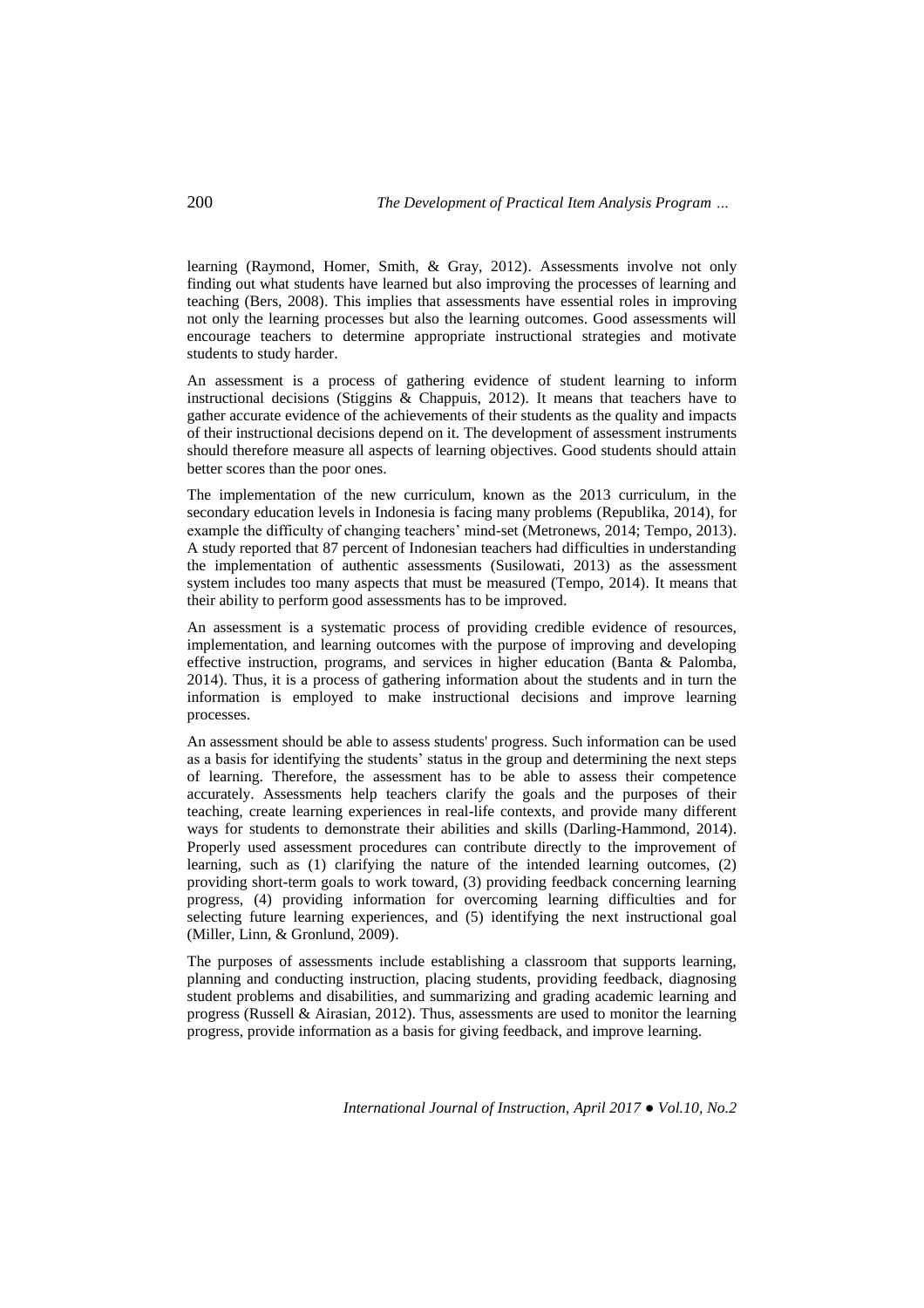learning (Raymond, Homer, Smith, & Gray, 2012). Assessments involve not only finding out what students have learned but also improving the processes of learning and teaching (Bers, 2008). This implies that assessments have essential roles in improving not only the learning processes but also the learning outcomes. Good assessments will encourage teachers to determine appropriate instructional strategies and motivate students to study harder.

An assessment is a process of gathering evidence of student learning to inform instructional decisions (Stiggins & Chappuis, 2012). It means that teachers have to gather accurate evidence of the achievements of their students as the quality and impacts of their instructional decisions depend on it. The development of assessment instruments should therefore measure all aspects of learning objectives. Good students should attain better scores than the poor ones.

The implementation of the new curriculum, known as the 2013 curriculum, in the secondary education levels in Indonesia is facing many problems (Republika, 2014), for example the difficulty of changing teachers' mind-set (Metronews, 2014; Tempo, 2013). A study reported that 87 percent of Indonesian teachers had difficulties in understanding the implementation of authentic assessments (Susilowati, 2013) as the assessment system includes too many aspects that must be measured (Tempo, 2014). It means that their ability to perform good assessments has to be improved.

An assessment is a systematic process of providing credible evidence of resources, implementation, and learning outcomes with the purpose of improving and developing effective instruction, programs, and services in higher education (Banta & Palomba, 2014). Thus, it is a process of gathering information about the students and in turn the information is employed to make instructional decisions and improve learning processes.

An assessment should be able to assess students' progress. Such information can be used as a basis for identifying the students' status in the group and determining the next steps of learning. Therefore, the assessment has to be able to assess their competence accurately. Assessments help teachers clarify the goals and the purposes of their teaching, create learning experiences in real-life contexts, and provide many different ways for students to demonstrate their abilities and skills (Darling-Hammond, 2014). Properly used assessment procedures can contribute directly to the improvement of learning, such as (1) clarifying the nature of the intended learning outcomes, (2) providing short-term goals to work toward, (3) providing feedback concerning learning progress, (4) providing information for overcoming learning difficulties and for selecting future learning experiences, and (5) identifying the next instructional goal (Miller, Linn, & Gronlund, 2009).

The purposes of assessments include establishing a classroom that supports learning, planning and conducting instruction, placing students, providing feedback, diagnosing student problems and disabilities, and summarizing and grading academic learning and progress (Russell & Airasian, 2012). Thus, assessments are used to monitor the learning progress, provide information as a basis for giving feedback, and improve learning.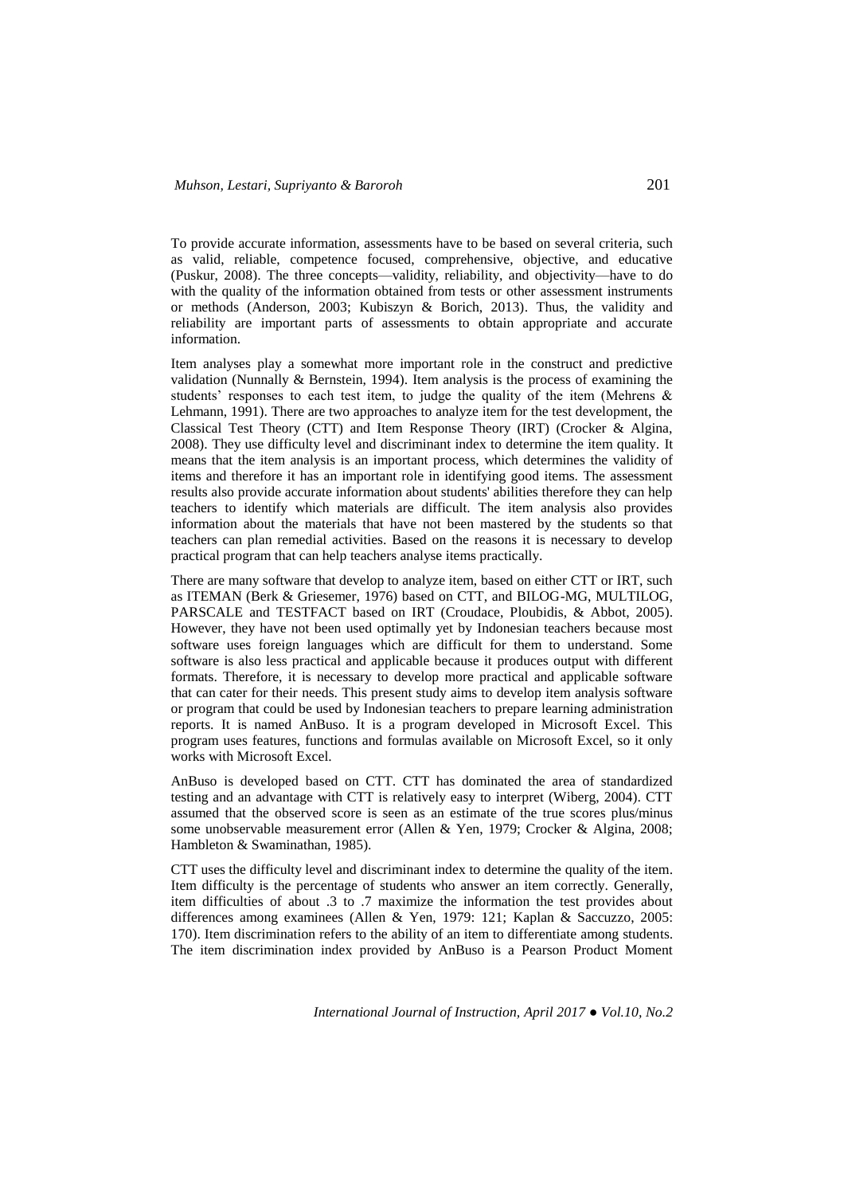To provide accurate information, assessments have to be based on several criteria, such as valid, reliable, competence focused, comprehensive, objective, and educative (Puskur, 2008). The three concepts—validity, reliability, and objectivity—have to do with the quality of the information obtained from tests or other assessment instruments or methods (Anderson, 2003; Kubiszyn & Borich, 2013). Thus, the validity and reliability are important parts of assessments to obtain appropriate and accurate information.

Item analyses play a somewhat more important role in the construct and predictive validation (Nunnally & Bernstein, 1994). Item analysis is the process of examining the students' responses to each test item, to judge the quality of the item (Mehrens & Lehmann, 1991). There are two approaches to analyze item for the test development, the Classical Test Theory (CTT) and Item Response Theory (IRT) (Crocker & Algina, 2008). They use difficulty level and discriminant index to determine the item quality. It means that the item analysis is an important process, which determines the validity of items and therefore it has an important role in identifying good items. The assessment results also provide accurate information about students' abilities therefore they can help teachers to identify which materials are difficult. The item analysis also provides information about the materials that have not been mastered by the students so that teachers can plan remedial activities. Based on the reasons it is necessary to develop practical program that can help teachers analyse items practically.

There are many software that develop to analyze item, based on either CTT or IRT, such as ITEMAN (Berk & Griesemer, 1976) based on CTT, and BILOG-MG, MULTILOG, PARSCALE and TESTFACT based on IRT (Croudace, Ploubidis, & Abbot, 2005). However, they have not been used optimally yet by Indonesian teachers because most software uses foreign languages which are difficult for them to understand. Some software is also less practical and applicable because it produces output with different formats. Therefore, it is necessary to develop more practical and applicable software that can cater for their needs. This present study aims to develop item analysis software or program that could be used by Indonesian teachers to prepare learning administration reports. It is named AnBuso. It is a program developed in Microsoft Excel. This program uses features, functions and formulas available on Microsoft Excel, so it only works with Microsoft Excel.

AnBuso is developed based on CTT. CTT has dominated the area of standardized testing and an advantage with CTT is relatively easy to interpret (Wiberg, 2004). CTT assumed that the observed score is seen as an estimate of the true scores plus/minus some unobservable measurement error (Allen & Yen, 1979; Crocker & Algina, 2008; Hambleton & Swaminathan, 1985).

CTT uses the difficulty level and discriminant index to determine the quality of the item. Item difficulty is the percentage of students who answer an item correctly. Generally, item difficulties of about .3 to .7 maximize the information the test provides about differences among examinees (Allen & Yen, 1979: 121; Kaplan & Saccuzzo, 2005: 170). Item discrimination refers to the ability of an item to differentiate among students. The item discrimination index provided by AnBuso is a Pearson Product Moment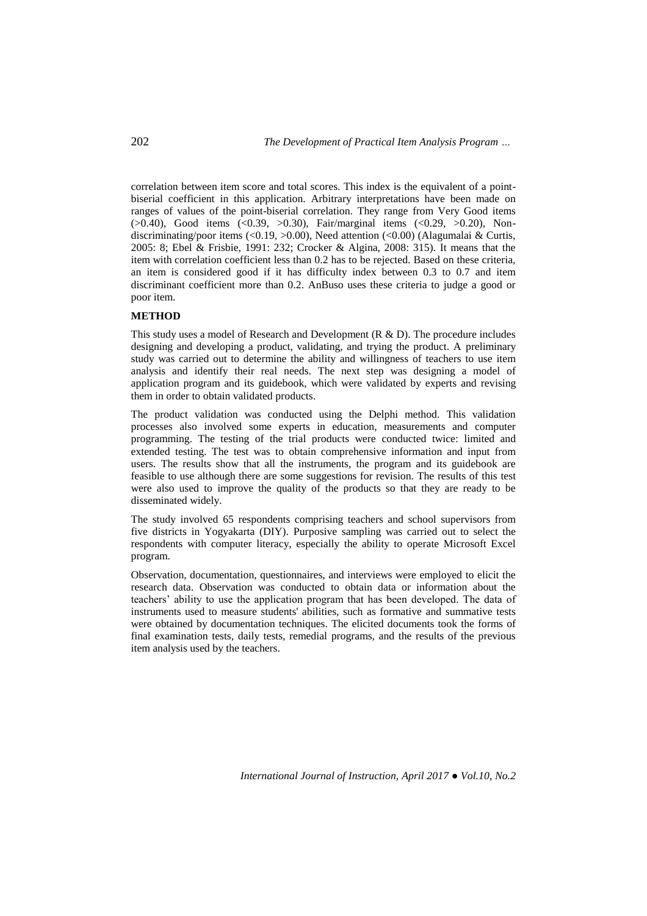correlation between item score and total scores. This index is the equivalent of a point-biserial coefficient in this application. Arbitrary interpretations have been made on ranges of values of the point-biserial correlation. They range from Very Good items (>0.40), Good items (<0.39, >0.30), Fair/marginal items (<0.29, >0.20), Non-discriminating/poor items (<0.19, >0.00), Need attention (<0.00) (Alagumalai & Curtis, 2005: 8; Ebel & Frisbie, 1991: 232; Crocker & Algina, 2008: 315). It means that the item with correlation coefficient less than 0.2 has to be rejected. Based on these criteria, an item is considered good if it has difficulty index between 0.3 to 0.7 and item discriminant coefficient more than 0.2. AnBuso uses these criteria to judge a good or poor item.

## METHOD

This study uses a model of Research and Development (R & D). The procedure includes designing and developing a product, validating, and trying the product. A preliminary study was carried out to determine the ability and willingness of teachers to use item analysis and identify their real needs. The next step was designing a model of application program and its guidebook, which were validated by experts and revising them in order to obtain validated products.

The product validation was conducted using the Delphi method. This validation processes also involved some experts in education, measurements and computer programming. The testing of the trial products were conducted twice: limited and extended testing. The test was to obtain comprehensive information and input from users. The results show that all the instruments, the program and its guidebook are feasible to use although there are some suggestions for revision. The results of this test were also used to improve the quality of the products so that they are ready to be disseminated widely.

The study involved 65 respondents comprising teachers and school supervisors from five districts in Yogyakarta (DIY). Purposive sampling was carried out to select the respondents with computer literacy, especially the ability to operate Microsoft Excel program.

Observation, documentation, questionnaires, and interviews were employed to elicit the research data. Observation was conducted to obtain data or information about the teachers' ability to use the application program that has been developed. The data of instruments used to measure students' abilities, such as formative and summative tests were obtained by documentation techniques. The elicited documents took the forms of final examination tests, daily tests, remedial programs, and the results of the previous item analysis used by the teachers.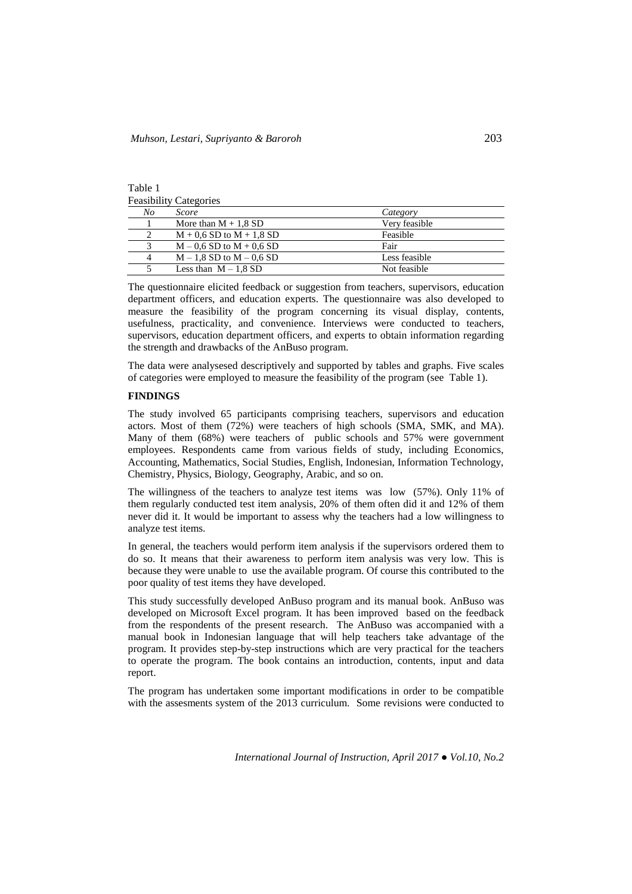Table 1
Feasibility Categories

| *No* | *Score* | *Category* |
|---|---|---|
| 1 | More than M + 1,8 SD | Very feasible |
| 2 | M + 0,6 SD to M + 1,8 SD | Feasible |
| 3 | M – 0,6 SD to M + 0,6 SD | Fair |
| 4 | M – 1,8 SD to M – 0,6 SD | Less feasible |
| 5 | Less than M – 1,8 SD | Not feasible |

The questionnaire elicited feedback or suggestion from teachers, supervisors, education department officers, and education experts. The questionnaire was also developed to measure the feasibility of the program concerning its visual display, contents, usefulness, practicality, and convenience. Interviews were conducted to teachers, supervisors, education department officers, and experts to obtain information regarding the strength and drawbacks of the AnBuso program.

The data were analysesed descriptively and supported by tables and graphs. Five scales of categories were employed to measure the feasibility of the program (see Table 1).

## FINDINGS

The study involved 65 participants comprising teachers, supervisors and education actors. Most of them (72%) were teachers of high schools (SMA, SMK, and MA). Many of them (68%) were teachers of public schools and 57% were government employees. Respondents came from various fields of study, including Economics, Accounting, Mathematics, Social Studies, English, Indonesian, Information Technology, Chemistry, Physics, Biology, Geography, Arabic, and so on.

The willingness of the teachers to analyze test items was low (57%). Only 11% of them regularly conducted test item analysis, 20% of them often did it and 12% of them never did it. It would be important to assess why the teachers had a low willingness to analyze test items.

In general, the teachers would perform item analysis if the supervisors ordered them to do so. It means that their awareness to perform item analysis was very low. This is because they were unable to use the available program. Of course this contributed to the poor quality of test items they have developed.

This study successfully developed AnBuso program and its manual book. AnBuso was developed on Microsoft Excel program. It has been improved based on the feedback from the respondents of the present research. The AnBuso was accompanied with a manual book in Indonesian language that will help teachers take advantage of the program. It provides step-by-step instructions which are very practical for the teachers to operate the program. The book contains an introduction, contents, input and data report.

The program has undertaken some important modifications in order to be compatible with the assesments system of the 2013 curriculum. Some revisions were conducted to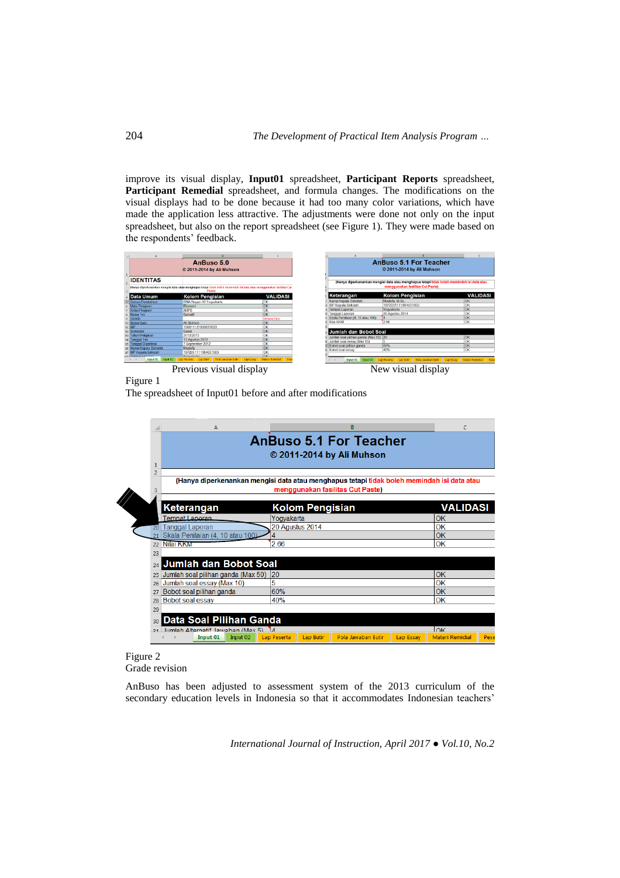improve its visual display, **Input01** spreadsheet, **Participant Reports** spreadsheet, **Participant Remedial** spreadsheet, and formula changes. The modifications on the visual displays had to be done because it had too many color variations, which have made the application less attractive. The adjustments were done not only on the input spreadsheet, but also on the report spreadsheet (see Figure 1). They were made based on the respondents' feedback.

Previous visual display

New visual display

Figure 1
The spreadsheet of Input01 before and after modifications

Figure 2
Grade revision

AnBuso has been adjusted to assessment system of the 2013 curriculum of the secondary education levels in Indonesia so that it accommodates Indonesian teachers'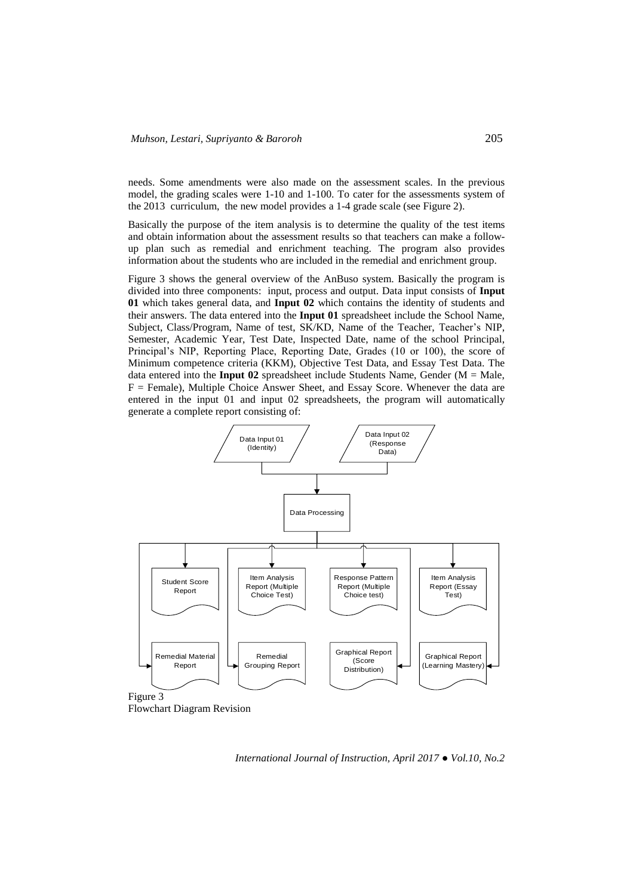needs. Some amendments were also made on the assessment scales. In the previous model, the grading scales were 1-10 and 1-100. To cater for the assessments system of the 2013 curriculum, the new model provides a 1-4 grade scale (see Figure 2).

Basically the purpose of the item analysis is to determine the quality of the test items and obtain information about the assessment results so that teachers can make a follow-up plan such as remedial and enrichment teaching. The program also provides information about the students who are included in the remedial and enrichment group.

Figure 3 shows the general overview of the AnBuso system. Basically the program is divided into three components: input, process and output. Data input consists of **Input 01** which takes general data, and **Input 02** which contains the identity of students and their answers. The data entered into the **Input 01** spreadsheet include the School Name, Subject, Class/Program, Name of test, SK/KD, Name of the Teacher, Teacher's NIP, Semester, Academic Year, Test Date, Inspected Date, name of the school Principal, Principal's NIP, Reporting Place, Reporting Date, Grades (10 or 100), the score of Minimum competence criteria (KKM), Objective Test Data, and Essay Test Data. The data entered into the **Input 02** spreadsheet include Students Name, Gender (M = Male, F = Female), Multiple Choice Answer Sheet, and Essay Score. Whenever the data are entered in the input 01 and input 02 spreadsheets, the program will automatically generate a complete report consisting of:

Data Input 01 (Identity)

Data Input 02 (Response Data)

Data Processing

Student Score Report

Item Analysis Report (Multiple Choice Test)

Response Pattern Report (Multiple Choice test)

Item Analysis Report (Essay Test)

Remedial Material Report

Remedial Grouping Report

Graphical Report (Score Distribution)

Graphical Report (Learning Mastery)

Figure 3
Flowchart Diagram Revision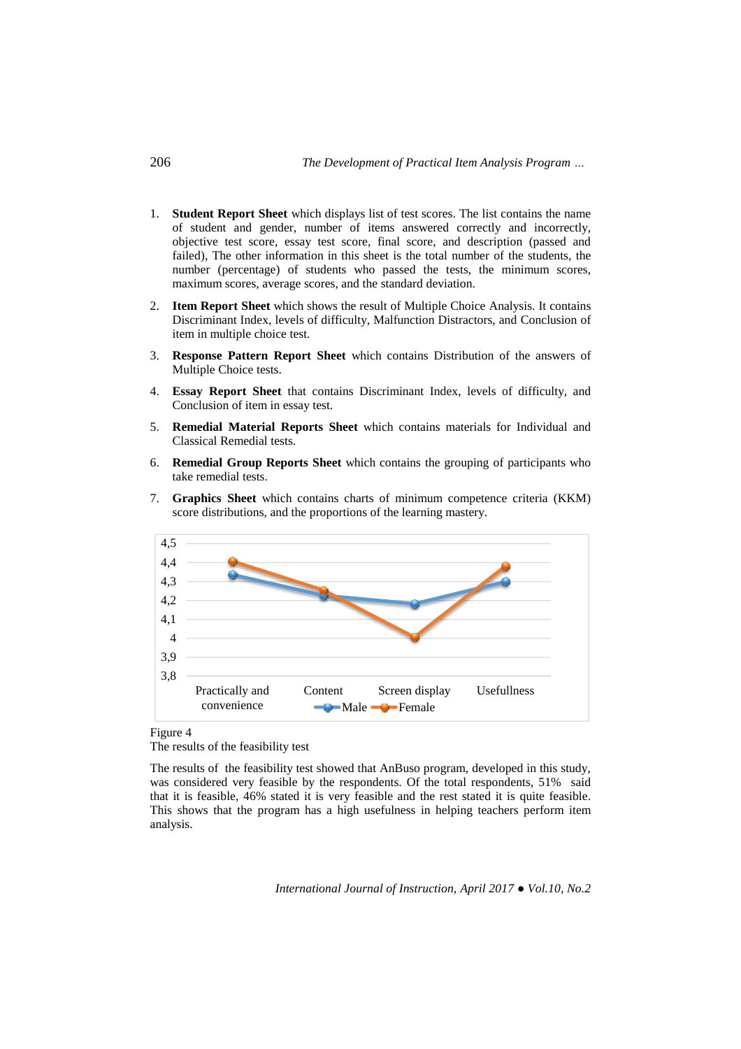1. **Student Report Sheet** which displays list of test scores. The list contains the name of student and gender, number of items answered correctly and incorrectly, objective test score, essay test score, final score, and description (passed and failed), The other information in this sheet is the total number of the students, the number (percentage) of students who passed the tests, the minimum scores, maximum scores, average scores, and the standard deviation.

2. **Item Report Sheet** which shows the result of Multiple Choice Analysis. It contains Discriminant Index, levels of difficulty, Malfunction Distractors, and Conclusion of item in multiple choice test.

3. **Response Pattern Report Sheet** which contains Distribution of the answers of Multiple Choice tests.

4. **Essay Report Sheet** that contains Discriminant Index, levels of difficulty, and Conclusion of item in essay test.

5. **Remedial Material Reports Sheet** which contains materials for Individual and Classical Remedial tests.

6. **Remedial Group Reports Sheet** which contains the grouping of participants who take remedial tests.

7. **Graphics Sheet** which contains charts of minimum competence criteria (KKM) score distributions, and the proportions of the learning mastery.

Figure 4
The results of the feasibility test

The results of the feasibility test showed that AnBuso program, developed in this study, was considered very feasible by the respondents. Of the total respondents, 51% said that it is feasible, 46% stated it is very feasible and the rest stated it is quite feasible. This shows that the program has a high usefulness in helping teachers perform item analysis.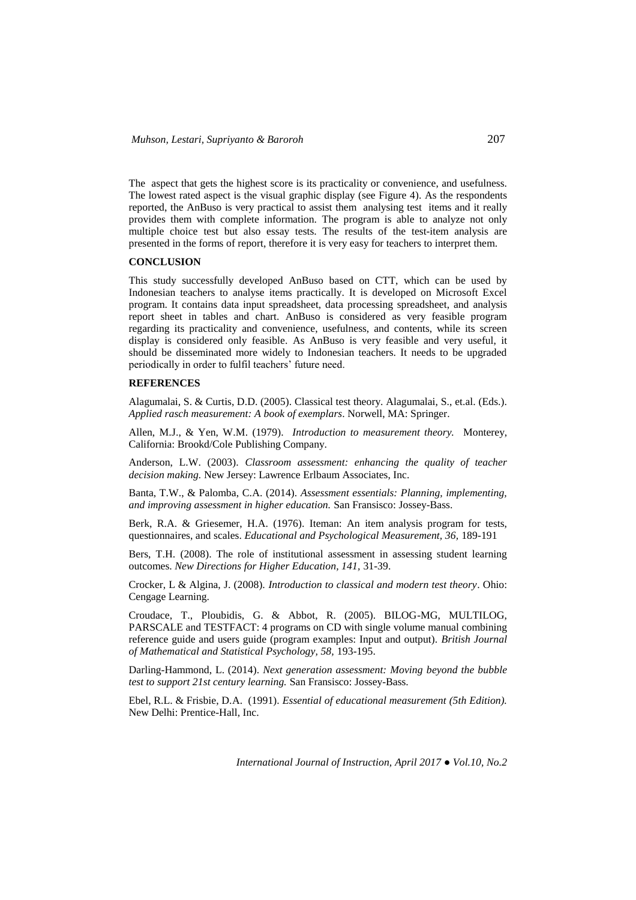The aspect that gets the highest score is its practicality or convenience, and usefulness. The lowest rated aspect is the visual graphic display (see Figure 4). As the respondents reported, the AnBuso is very practical to assist them analysing test items and it really provides them with complete information. The program is able to analyze not only multiple choice test but also essay tests. The results of the test-item analysis are presented in the forms of report, therefore it is very easy for teachers to interpret them.

## CONCLUSION

This study successfully developed AnBuso based on CTT, which can be used by Indonesian teachers to analyse items practically. It is developed on Microsoft Excel program. It contains data input spreadsheet, data processing spreadsheet, and analysis report sheet in tables and chart. AnBuso is considered as very feasible program regarding its practicality and convenience, usefulness, and contents, while its screen display is considered only feasible. As AnBuso is very feasible and very useful, it should be disseminated more widely to Indonesian teachers. It needs to be upgraded periodically in order to fulfil teachers' future need.

## REFERENCES

Alagumalai, S. & Curtis, D.D. (2005). Classical test theory. Alagumalai, S., et.al. (Eds.). *Applied rasch measurement: A book of exemplars*. Norwell, MA: Springer.

Allen, M.J., & Yen, W.M. (1979). *Introduction to measurement theory.* Monterey, California: Brookd/Cole Publishing Company.

Anderson, L.W. (2003). *Classroom assessment: enhancing the quality of teacher decision making.* New Jersey: Lawrence Erlbaum Associates, Inc.

Banta, T.W., & Palomba, C.A. (2014). *Assessment essentials: Planning, implementing, and improving assessment in higher education.* San Fransisco: Jossey-Bass.

Berk, R.A. & Griesemer, H.A. (1976). Iteman: An item analysis program for tests, questionnaires, and scales. *Educational and Psychological Measurement, 36,* 189-191

Bers, T.H. (2008). The role of institutional assessment in assessing student learning outcomes. *New Directions for Higher Education, 141,* 31-39.

Crocker, L & Algina, J. (2008). *Introduction to classical and modern test theory*. Ohio: Cengage Learning.

Croudace, T., Ploubidis, G. & Abbot, R. (2005). BILOG-MG, MULTILOG, PARSCALE and TESTFACT: 4 programs on CD with single volume manual combining reference guide and users guide (program examples: Input and output). *British Journal of Mathematical and Statistical Psychology, 58,* 193-195.

Darling-Hammond, L. (2014). *Next generation assessment: Moving beyond the bubble test to support 21st century learning.* San Fransisco: Jossey-Bass.

Ebel, R.L. & Frisbie, D.A. (1991). *Essential of educational measurement (5th Edition).* New Delhi: Prentice-Hall, Inc.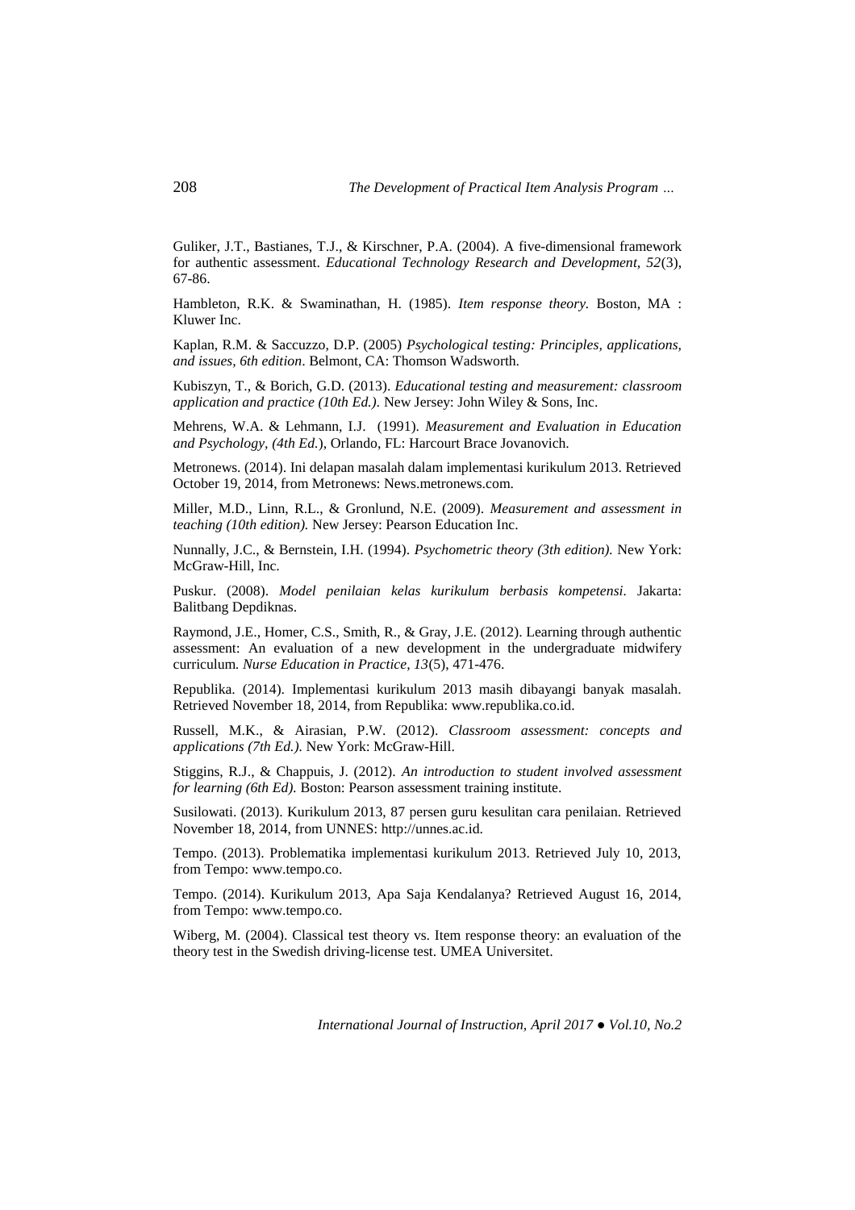Guliker, J.T., Bastianes, T.J., & Kirschner, P.A. (2004). A five-dimensional framework for authentic assessment. *Educational Technology Research and Development, 52*(3), 67-86.

Hambleton, R.K. & Swaminathan, H. (1985). *Item response theory.* Boston, MA : Kluwer Inc.

Kaplan, R.M. & Saccuzzo, D.P. (2005) *Psychological testing: Principles, applications, and issues, 6th edition*. Belmont, CA: Thomson Wadsworth.

Kubiszyn, T., & Borich, G.D. (2013). *Educational testing and measurement: classroom application and practice (10th Ed.).* New Jersey: John Wiley & Sons, Inc.

Mehrens, W.A. & Lehmann, I.J. (1991). *Measurement and Evaluation in Education and Psychology, (4th Ed.*), Orlando, FL: Harcourt Brace Jovanovich.

Metronews. (2014). Ini delapan masalah dalam implementasi kurikulum 2013. Retrieved October 19, 2014, from Metronews: News.metronews.com.

Miller, M.D., Linn, R.L., & Gronlund, N.E. (2009). *Measurement and assessment in teaching (10th edition).* New Jersey: Pearson Education Inc.

Nunnally, J.C., & Bernstein, I.H. (1994). *Psychometric theory (3th edition).* New York: McGraw-Hill, Inc.

Puskur. (2008). *Model penilaian kelas kurikulum berbasis kompetensi.* Jakarta: Balitbang Depdiknas.

Raymond, J.E., Homer, C.S., Smith, R., & Gray, J.E. (2012). Learning through authentic assessment: An evaluation of a new development in the undergraduate midwifery curriculum. *Nurse Education in Practice, 13*(5), 471-476.

Republika. (2014). Implementasi kurikulum 2013 masih dibayangi banyak masalah. Retrieved November 18, 2014, from Republika: www.republika.co.id.

Russell, M.K., & Airasian, P.W. (2012). *Classroom assessment: concepts and applications (7th Ed.).* New York: McGraw-Hill.

Stiggins, R.J., & Chappuis, J. (2012). *An introduction to student involved assessment for learning (6th Ed).* Boston: Pearson assessment training institute.

Susilowati. (2013). Kurikulum 2013, 87 persen guru kesulitan cara penilaian. Retrieved November 18, 2014, from UNNES: http://unnes.ac.id.

Tempo. (2013). Problematika implementasi kurikulum 2013. Retrieved July 10, 2013, from Tempo: www.tempo.co.

Tempo. (2014). Kurikulum 2013, Apa Saja Kendalanya? Retrieved August 16, 2014, from Tempo: www.tempo.co.

Wiberg, M. (2004). Classical test theory vs. Item response theory: an evaluation of the theory test in the Swedish driving-license test. UMEA Universitet.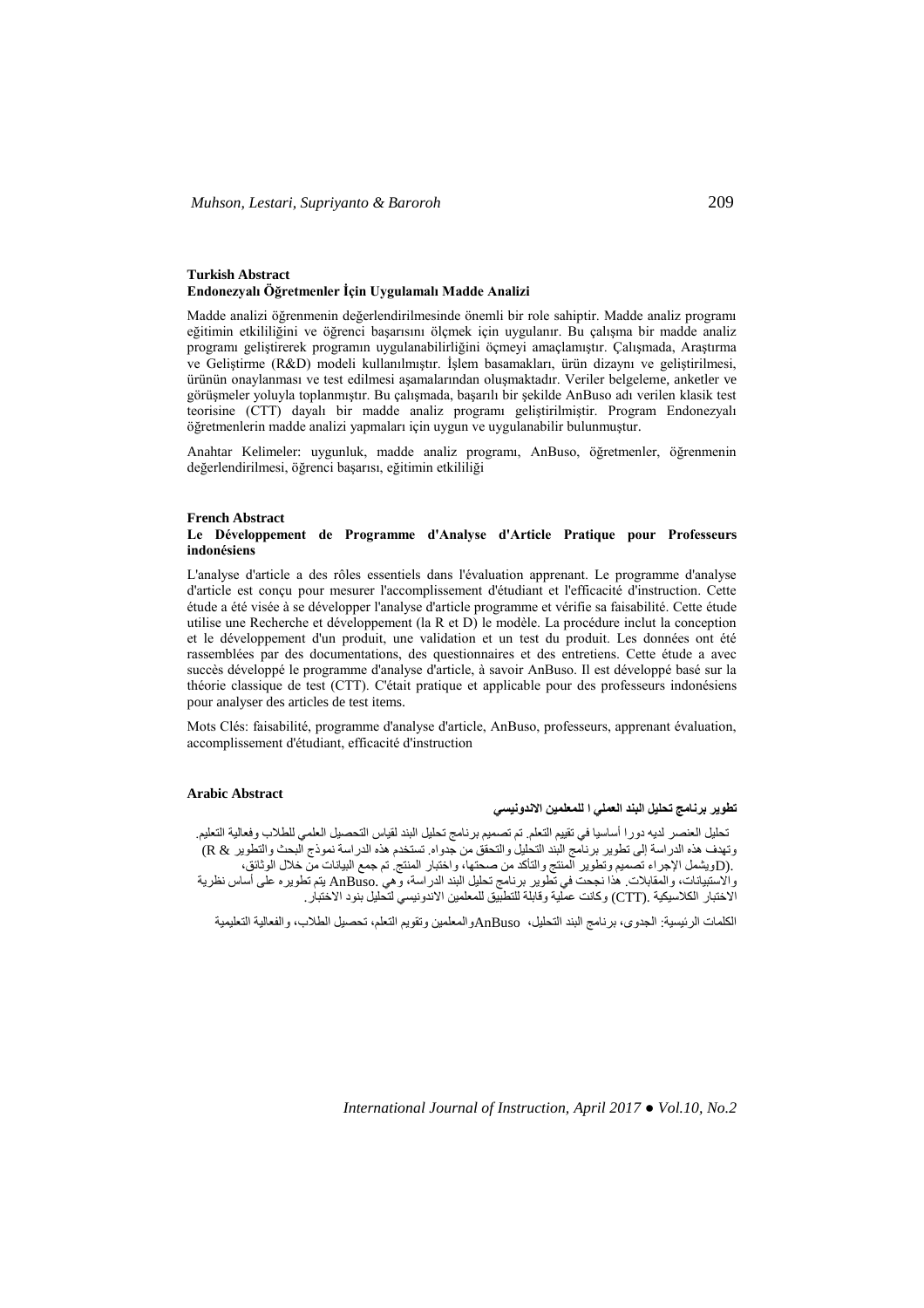**Turkish Abstract**

**Endonezyalı Öğretmenler İçin Uygulamalı Madde Analizi**

Madde analizi öğrenmenin değerlendirilmesinde önemli bir role sahiptir. Madde analiz programı eğitimin etkililiğini ve öğrenci başarısını ölçmek için uygulanır. Bu çalışma bir madde analiz programı geliştirerek programın uygulanabilirliğini öçmeyi amaçlamıştır. Çalışmada, Araştırma ve Geliştirme (R&D) modeli kullanılmıştır. İşlem basamakları, ürün dizaynı ve geliştirilmesi, ürünün onaylanması ve test edilmesi aşamalarından oluşmaktadır. Veriler belgeleme, anketler ve görüşmeler yoluyla toplanmıştır. Bu çalışmada, başarılı bir şekilde AnBuso adı verilen klasik test teorisine (CTT) dayalı bir madde analiz programı geliştirilmiştir. Program Endonezyalı öğretmenlerin madde analizi yapmaları için uygun ve uygulanabilir bulunmuştur.

Anahtar Kelimeler: uygunluk, madde analiz programı, AnBuso, öğretmenler, öğrenmenin değerlendirilmesi, öğrenci başarısı, eğitimin etkililiği

**French Abstract**

**Le Développement de Programme d'Analyse d'Article Pratique pour Professeurs indonésiens**

L'analyse d'article a des rôles essentiels dans l'évaluation apprenant. Le programme d'analyse d'article est conçu pour mesurer l'accomplissement d'étudiant et l'efficacité d'instruction. Cette étude a été visée à se développer l'analyse d'article programme et vérifie sa faisabilité. Cette étude utilise une Recherche et développement (la R et D) le modèle. La procédure inclut la conception et le développement d'un produit, une validation et un test du produit. Les données ont été rassemblées par des documentations, des questionnaires et des entretiens. Cette étude a avec succès développé le programme d'analyse d'article, à savoir AnBuso. Il est développé basé sur la théorie classique de test (CTT). C'était pratique et applicable pour des professeurs indonésiens pour analyser des articles de test items.

Mots Clés: faisabilité, programme d'analyse d'article, AnBuso, professeurs, apprenant évaluation, accomplissement d'étudiant, efficacité d'instruction

**Arabic Abstract**

**تطوير برنامج تحليل البند العملي ا للمعلمين الاندونيسي**

تحليل العنصر لديه دورا أساسيا في تقييم التعلم. تم تصميم برنامج تحليل البند لقياس التحصيل العلمي للطلاب وفعالية التعليم. وتهدف هذه الدراسة إلى تطوير برنامج البند التحليل والتحقق من جدواه. تستخدم هذه الدراسة نموذج البحث والتطوير (R & D). ويشمل الإجراء تصميم وتطوير المنتج والتأكد من صحتها، واختبار المنتج. تم جمع البيانات من خلال الوثائق، والاستبيانات، والمقابلات. هذا نجحت في تطوير برنامج تحليل البند الدراسة، وهي AnBuso. يتم تطويره على أساس نظرية الاختبار الكلاسيكية (CTT). وكانت عملية وقابلة للتطبيق للمعلمين الاندونيسي لتحليل بنود الاختبار.

الكلمات الرئيسية: الجدوى، برنامج البند التحليل، AnBuso والمعلمين وتقويم التعلم، تحصيل الطلاب، والفعالية التعليمية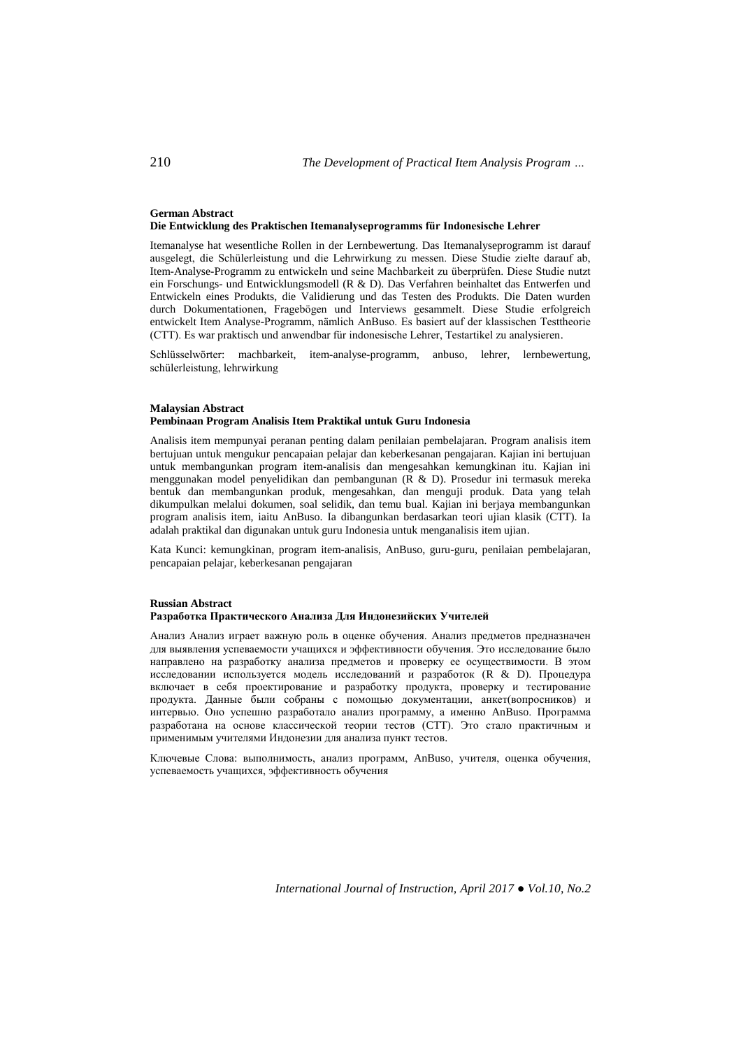**German Abstract**

**Die Entwicklung des Praktischen Itemanalyseprogramms für Indonesische Lehrer**

Itemanalyse hat wesentliche Rollen in der Lernbewertung. Das Itemanalyseprogramm ist darauf ausgelegt, die Schülerleistung und die Lehrwirkung zu messen. Diese Studie zielte darauf ab, Item-Analyse-Programm zu entwickeln und seine Machbarkeit zu überprüfen. Diese Studie nutzt ein Forschungs- und Entwicklungsmodell (R & D). Das Verfahren beinhaltet das Entwerfen und Entwickeln eines Produkts, die Validierung und das Testen des Produkts. Die Daten wurden durch Dokumentationen, Fragebögen und Interviews gesammelt. Diese Studie erfolgreich entwickelt Item Analyse-Programm, nämlich AnBuso. Es basiert auf der klassischen Testtheorie (CTT). Es war praktisch und anwendbar für indonesische Lehrer, Testartikel zu analysieren.

Schlüsselwörter: machbarkeit, item-analyse-programm, anbuso, lehrer, lernbewertung, schülerleistung, lehrwirkung

**Malaysian Abstract**

**Pembinaan Program Analisis Item Praktikal untuk Guru Indonesia**

Analisis item mempunyai peranan penting dalam penilaian pembelajaran. Program analisis item bertujuan untuk mengukur pencapaian pelajar dan keberkesanan pengajaran. Kajian ini bertujuan untuk membangunkan program item-analisis dan mengesahkan kemungkinan itu. Kajian ini menggunakan model penyelidikan dan pembangunan (R & D). Prosedur ini termasuk mereka bentuk dan membangunkan produk, mengesahkan, dan menguji produk. Data yang telah dikumpulkan melalui dokumen, soal selidik, dan temu bual. Kajian ini berjaya membangunkan program analisis item, iaitu AnBuso. Ia dibangunkan berdasarkan teori ujian klasik (CTT). Ia adalah praktikal dan digunakan untuk guru Indonesia untuk menganalisis item ujian.

Kata Kunci: kemungkinan, program item-analisis, AnBuso, guru-guru, penilaian pembelajaran, pencapaian pelajar, keberkesanan pengajaran

**Russian Abstract**

**Разработка Практического Анализа Для Индонезийских Учителей**

Анализ Анализ играет важную роль в оценке обучения. Анализ предметов предназначен для выявления успеваемости учащихся и эффективности обучения. Это исследование было направлено на разработку анализа предметов и проверку ее осуществимости. В этом исследовании используется модель исследований и разработок (R & D). Процедура включает в себя проектирование и разработку продукта, проверку и тестирование продукта. Данные были собраны с помощью документации, анкет(вопросников) и интервью. Оно успешно разработало анализ программу, а именно AnBuso. Программа разработана на основе классической теории тестов (CTT). Это стало практичным и применимым учителями Индонезии для анализа пункт тестов.

Ключевые Слова: выполнимость, анализ программ, AnBuso, учителя, оценка обучения, успеваемость учащихся, эффективность обучения